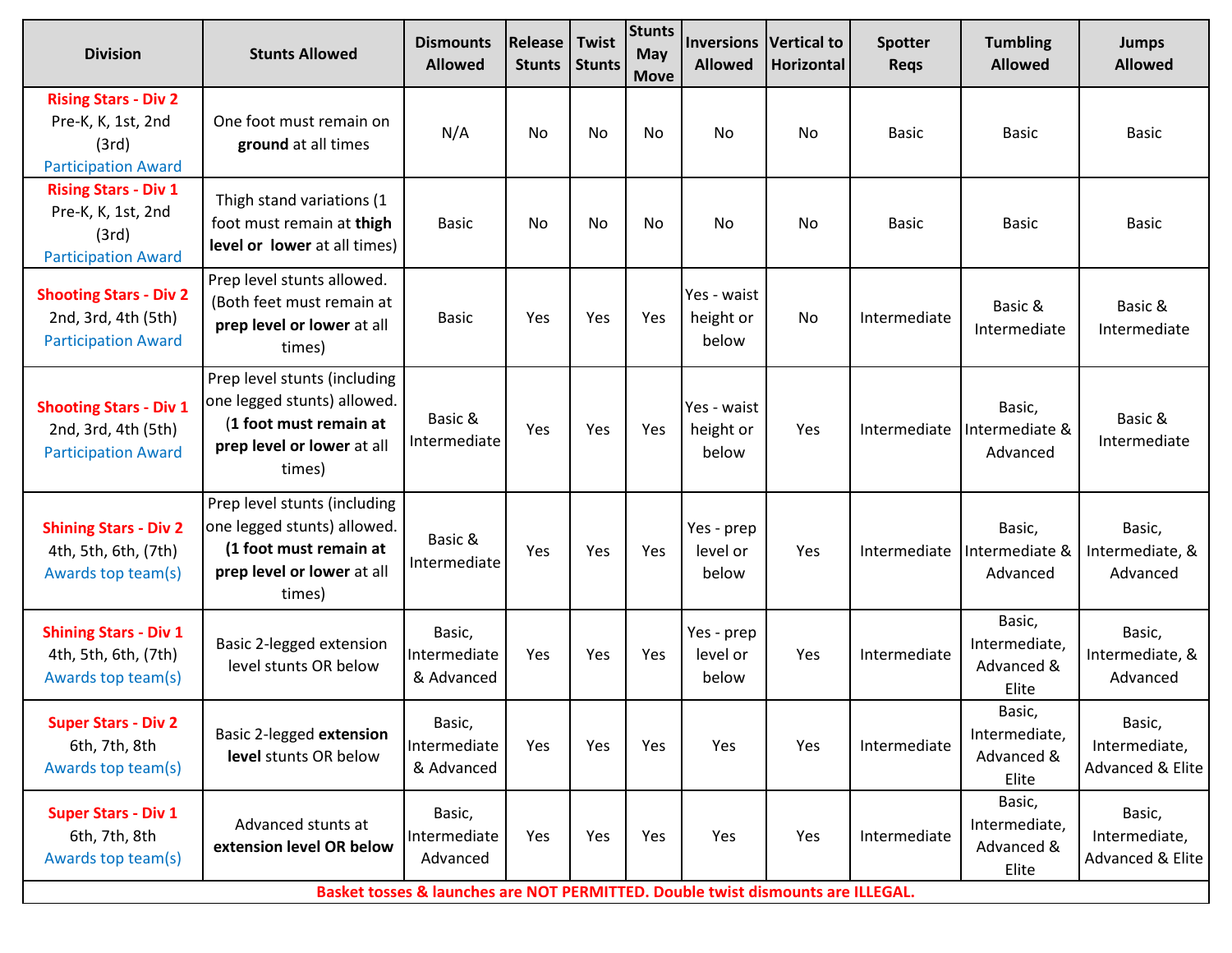| Division | Stunts Allowed | Dismounts Allowed | Release Stunts | Twist Stunts | Stunts May Move | Inversions Allowed | Vertical to Horizontal | Spotter Reqs | Tumbling Allowed | Jumps Allowed |
|---|---|---|---|---|---|---|---|---|---|---|
| **Rising Stars - Div 2** Pre-K, K, 1st, 2nd (3rd) Participation Award | One foot must remain on **ground** at all times | N/A | No | No | No | No | No | Basic | Basic | Basic |
| **Rising Stars - Div 1** Pre-K, K, 1st, 2nd (3rd) Participation Award | Thigh stand variations (1 foot must remain at **thigh level or lower** at all times) | Basic | No | No | No | No | No | Basic | Basic | Basic |
| **Shooting Stars - Div 2** 2nd, 3rd, 4th (5th) Participation Award | Prep level stunts allowed. (Both feet must remain at **prep level or lower** at all times) | Basic | Yes | Yes | Yes | Yes - waist height or below | No | Intermediate | Basic & Intermediate | Basic & Intermediate |
| **Shooting Stars - Div 1** 2nd, 3rd, 4th (5th) Participation Award | Prep level stunts (including one legged stunts) allowed. (**1 foot must remain at prep level or lower** at all times) | Basic & Intermediate | Yes | Yes | Yes | Yes - waist height or below | Yes | Intermediate | Basic, Intermediate & Advanced | Basic & Intermediate |
| **Shining Stars - Div 2** 4th, 5th, 6th, (7th) Awards top team(s) | Prep level stunts (including one legged stunts) allowed. (**1 foot must remain at prep level or lower** at all times) | Basic & Intermediate | Yes | Yes | Yes | Yes - prep level or below | Yes | Intermediate | Basic, Intermediate & Advanced | Basic, Intermediate, & Advanced |
| **Shining Stars - Div 1** 4th, 5th, 6th, (7th) Awards top team(s) | Basic 2-legged extension level stunts OR below | Basic, Intermediate & Advanced | Yes | Yes | Yes | Yes - prep level or below | Yes | Intermediate | Basic, Intermediate, Advanced & Elite | Basic, Intermediate, & Advanced |
| **Super Stars - Div 2** 6th, 7th, 8th Awards top team(s) | Basic 2-legged **extension level** stunts OR below | Basic, Intermediate & Advanced | Yes | Yes | Yes | Yes | Yes | Intermediate | Basic, Intermediate, Advanced & Elite | Basic, Intermediate, Advanced & Elite |
| **Super Stars - Div 1** 6th, 7th, 8th Awards top team(s) | Advanced stunts at **extension level OR below** | Basic, Intermediate Advanced | Yes | Yes | Yes | Yes | Yes | Intermediate | Basic, Intermediate, Advanced & Elite | Basic, Intermediate, Advanced & Elite |

**Basket tosses & launches are NOT PERMITTED. Double twist dismounts are ILLEGAL.**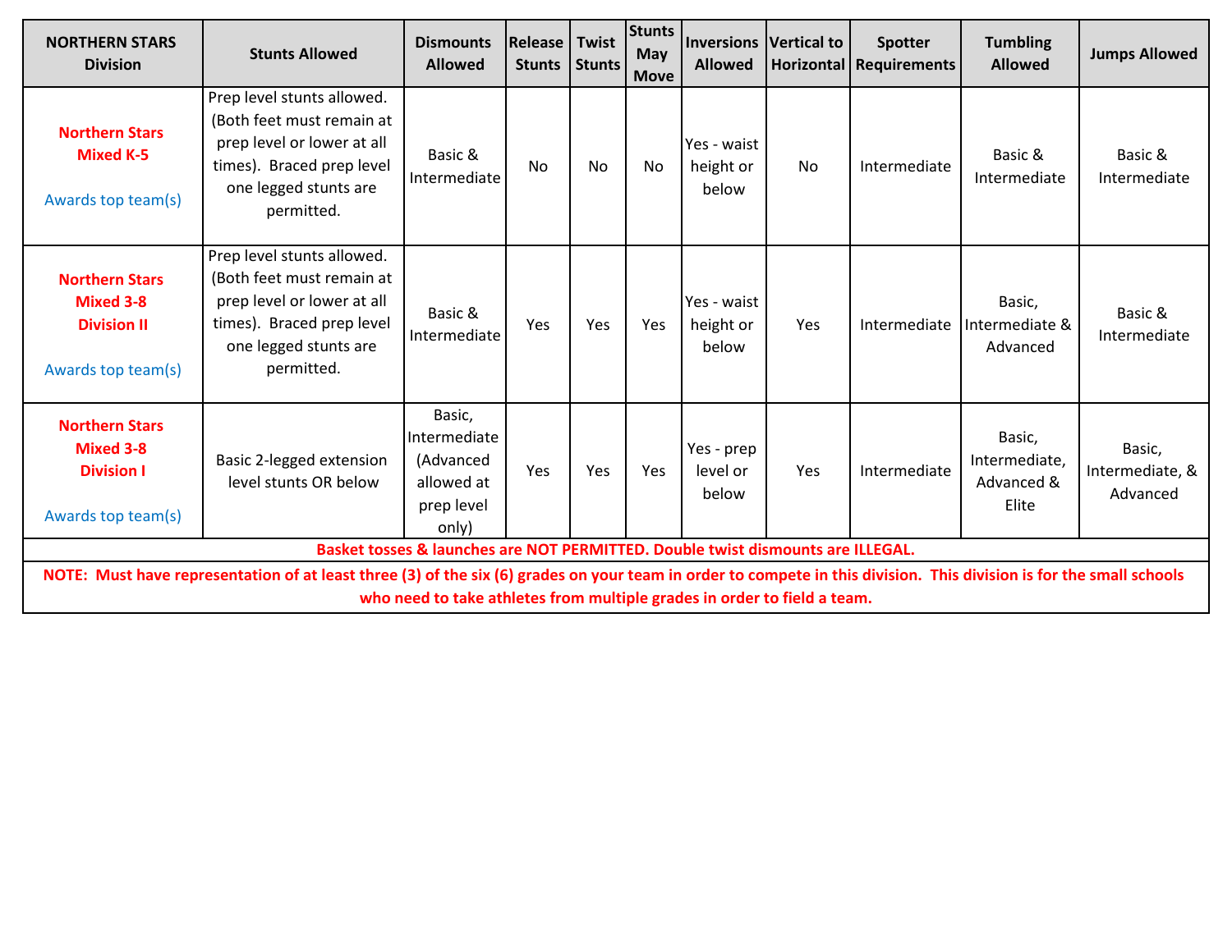| NORTHERN STARS Division | Stunts Allowed | Dismounts Allowed | Release Stunts | Twist Stunts | Stunts May Move | Inversions Allowed | Vertical to Horizontal | Spotter Requirements | Tumbling Allowed | Jumps Allowed |
|---|---|---|---|---|---|---|---|---|---|---|
| **Northern Stars Mixed K-5**<br><br>Awards top team(s) | Prep level stunts allowed. (Both feet must remain at prep level or lower at all times). Braced prep level one legged stunts are permitted. | Basic & Intermediate | No | No | No | Yes - waist height or below | No | Intermediate | Basic & Intermediate | Basic & Intermediate |
| **Northern Stars Mixed 3-8 Division II**<br><br>Awards top team(s) | Prep level stunts allowed. (Both feet must remain at prep level or lower at all times). Braced prep level one legged stunts are permitted. | Basic & Intermediate | Yes | Yes | Yes | Yes - waist height or below | Yes | Intermediate | Basic, Intermediate & Advanced | Basic & Intermediate |
| **Northern Stars Mixed 3-8 Division I**<br><br>Awards top team(s) | Basic 2-legged extension level stunts OR below | Basic, Intermediate (Advanced allowed at prep level only) | Yes | Yes | Yes | Yes - prep level or below | Yes | Intermediate | Basic, Intermediate, Advanced & Elite | Basic, Intermediate, & Advanced |

**Basket tosses & launches are NOT PERMITTED. Double twist dismounts are ILLEGAL.**

**NOTE: Must have representation of at least three (3) of the six (6) grades on your team in order to compete in this division. This division is for the small schools who need to take athletes from multiple grades in order to field a team.**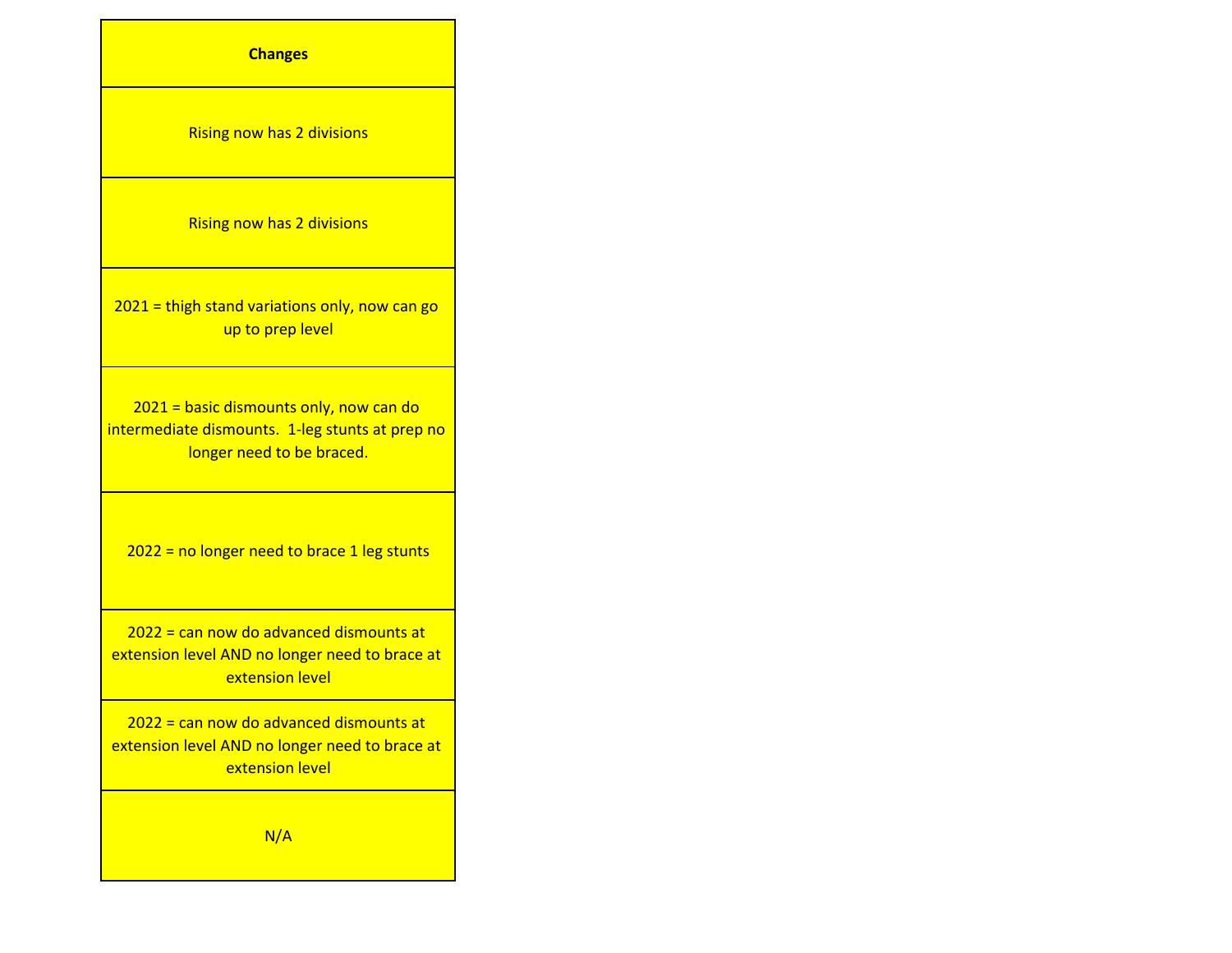| Changes |
| --- |
| Rising now has 2 divisions |
| Rising now has 2 divisions |
| 2021 = thigh stand variations only, now can go up to prep level |
| 2021 = basic dismounts only, now can do intermediate dismounts. 1-leg stunts at prep no longer need to be braced. |
| 2022 = no longer need to brace 1 leg stunts |
| 2022 = can now do advanced dismounts at extension level AND no longer need to brace at extension level |
| 2022 = can now do advanced dismounts at extension level AND no longer need to brace at extension level |
| N/A |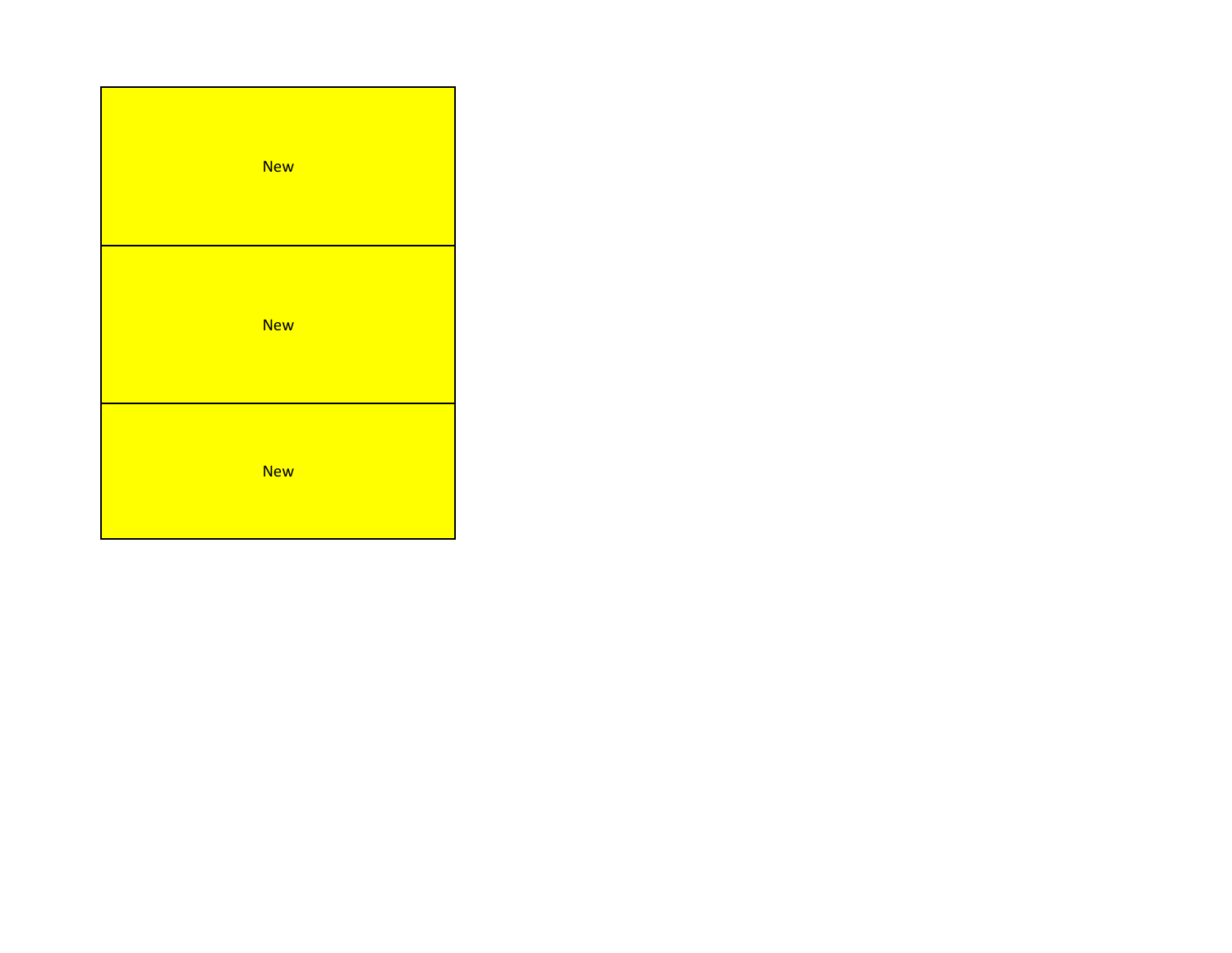| |
|---|
| New |
| New |
| New |